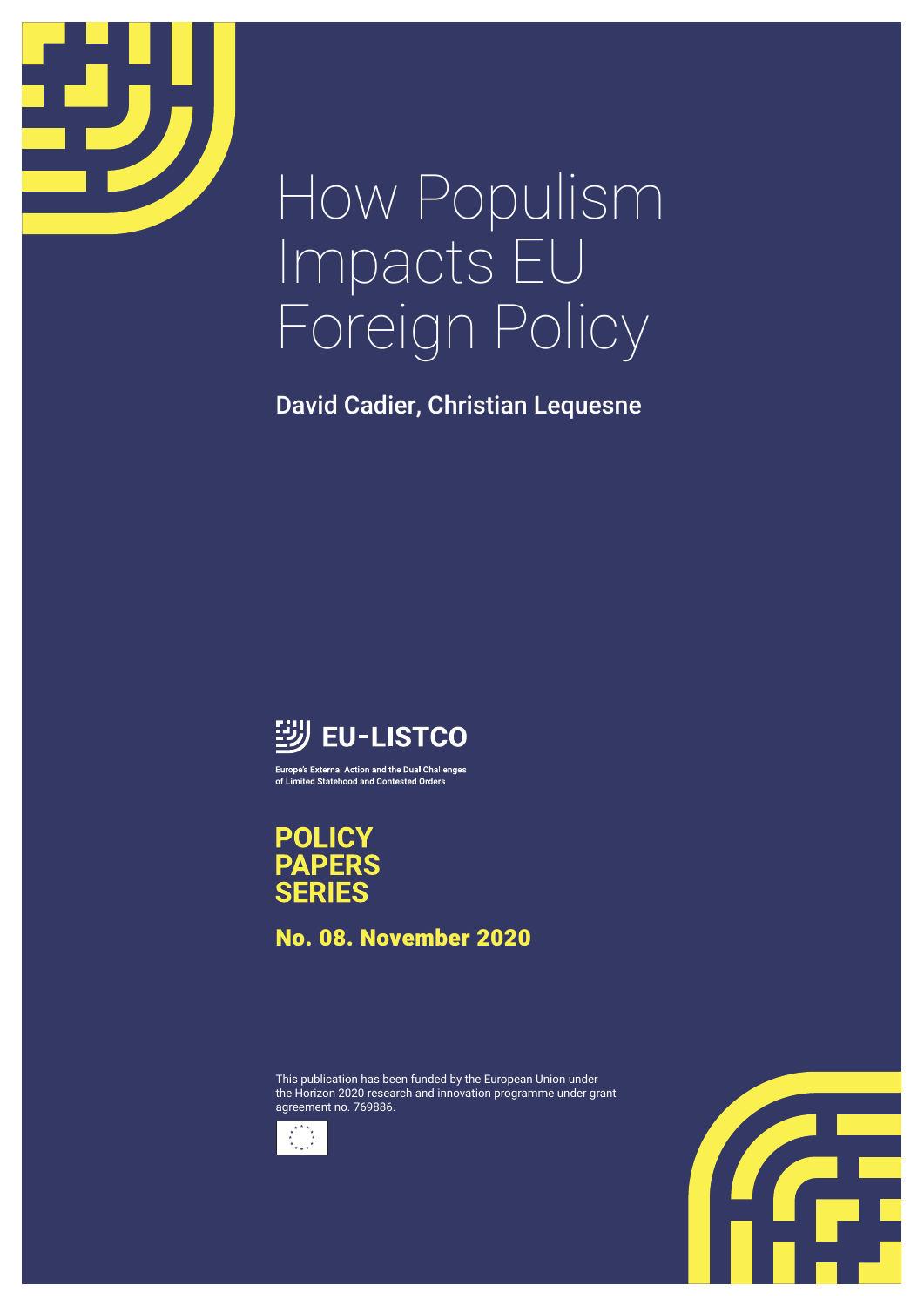# How Populism Impacts EU Foreign Policy

**David Cadier, Christian Lequesne**

**EU-LISTCO**

Europe's External Action and the Dual Challenges of Limited Statehood and Contested Orders

**POLICY PAPERS SERIES**

**No. 08. November 2020**

This publication has been funded by the European Union under the Horizon 2020 research and innovation programme under grant agreement no. 769886.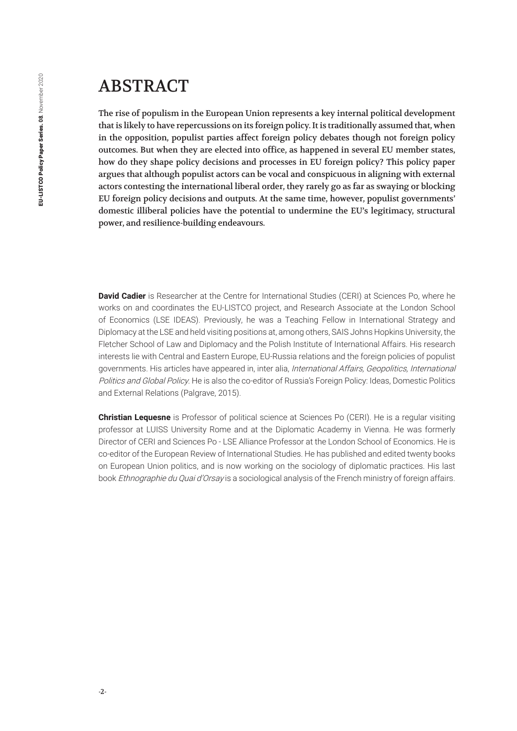# ABSTRACT

**The rise of populism in the European Union represents a key internal political development that is likely to have repercussions on its foreign policy. It is traditionally assumed that, when in the opposition, populist parties affect foreign policy debates though not foreign policy outcomes. But when they are elected into office, as happened in several EU member states, how do they shape policy decisions and processes in EU foreign policy? This policy paper argues that although populist actors can be vocal and conspicuous in aligning with external actors contesting the international liberal order, they rarely go as far as swaying or blocking EU foreign policy decisions and outputs. At the same time, however, populist governments' domestic illiberal policies have the potential to undermine the EU's legitimacy, structural power, and resilience-building endeavours.**

**David Cadier** is Researcher at the Centre for International Studies (CERI) at Sciences Po, where he works on and coordinates the EU-LISTCO project, and Research Associate at the London School of Economics (LSE IDEAS). Previously, he was a Teaching Fellow in International Strategy and Diplomacy at the LSE and held visiting positions at, among others, SAIS Johns Hopkins University, the Fletcher School of Law and Diplomacy and the Polish Institute of International Affairs. His research interests lie with Central and Eastern Europe, EU-Russia relations and the foreign policies of populist governments. His articles have appeared in, inter alia, *International Affairs, Geopolitics, International Politics and Global Policy*. He is also the co-editor of Russia's Foreign Policy: Ideas, Domestic Politics and External Relations (Palgrave, 2015).

**Christian Lequesne** is Professor of political science at Sciences Po (CERI). He is a regular visiting professor at LUISS University Rome and at the Diplomatic Academy in Vienna. He was formerly Director of CERI and Sciences Po - LSE Alliance Professor at the London School of Economics. He is co-editor of the European Review of International Studies. He has published and edited twenty books on European Union politics, and is now working on the sociology of diplomatic practices. His last book *Ethnographie du Quai d'Orsay* is a sociological analysis of the French ministry of foreign affairs.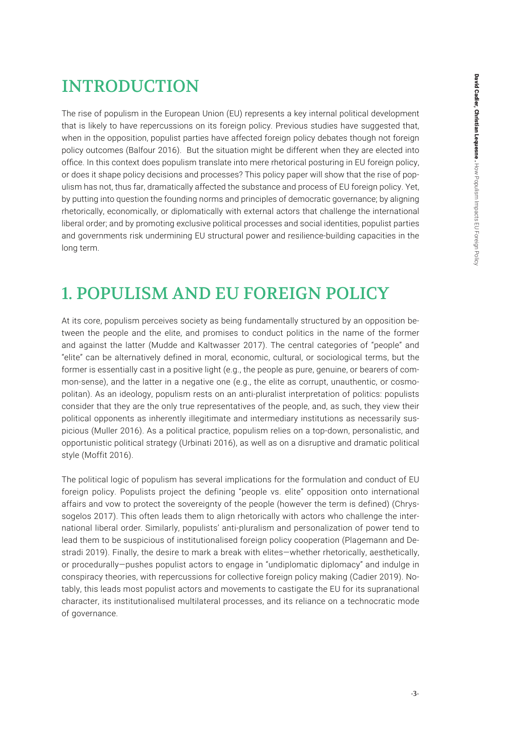# INTRODUCTION

The rise of populism in the European Union (EU) represents a key internal political development that is likely to have repercussions on its foreign policy. Previous studies have suggested that, when in the opposition, populist parties have affected foreign policy debates though not foreign policy outcomes (Balfour 2016). But the situation might be different when they are elected into office. In this context does populism translate into mere rhetorical posturing in EU foreign policy, or does it shape policy decisions and processes? This policy paper will show that the rise of populism has not, thus far, dramatically affected the substance and process of EU foreign policy. Yet, by putting into question the founding norms and principles of democratic governance; by aligning rhetorically, economically, or diplomatically with external actors that challenge the international liberal order; and by promoting exclusive political processes and social identities, populist parties and governments risk undermining EU structural power and resilience-building capacities in the long term.

# 1. POPULISM AND EU FOREIGN POLICY

At its core, populism perceives society as being fundamentally structured by an opposition between the people and the elite, and promises to conduct politics in the name of the former and against the latter (Mudde and Kaltwasser 2017). The central categories of "people" and "elite" can be alternatively defined in moral, economic, cultural, or sociological terms, but the former is essentially cast in a positive light (e.g., the people as pure, genuine, or bearers of common-sense), and the latter in a negative one (e.g., the elite as corrupt, unauthentic, or cosmopolitan). As an ideology, populism rests on an anti-pluralist interpretation of politics: populists consider that they are the only true representatives of the people, and, as such, they view their political opponents as inherently illegitimate and intermediary institutions as necessarily suspicious (Muller 2016). As a political practice, populism relies on a top-down, personalistic, and opportunistic political strategy (Urbinati 2016), as well as on a disruptive and dramatic political style (Moffit 2016).

The political logic of populism has several implications for the formulation and conduct of EU foreign policy. Populists project the defining "people vs. elite" opposition onto international affairs and vow to protect the sovereignty of the people (however the term is defined) (Chryssogelos 2017). This often leads them to align rhetorically with actors who challenge the international liberal order. Similarly, populists' anti-pluralism and personalization of power tend to lead them to be suspicious of institutionalised foreign policy cooperation (Plagemann and Destradi 2019). Finally, the desire to mark a break with elites—whether rhetorically, aesthetically, or procedurally—pushes populist actors to engage in "undiplomatic diplomacy" and indulge in conspiracy theories, with repercussions for collective foreign policy making (Cadier 2019). Notably, this leads most populist actors and movements to castigate the EU for its supranational character, its institutionalised multilateral processes, and its reliance on a technocratic mode of governance.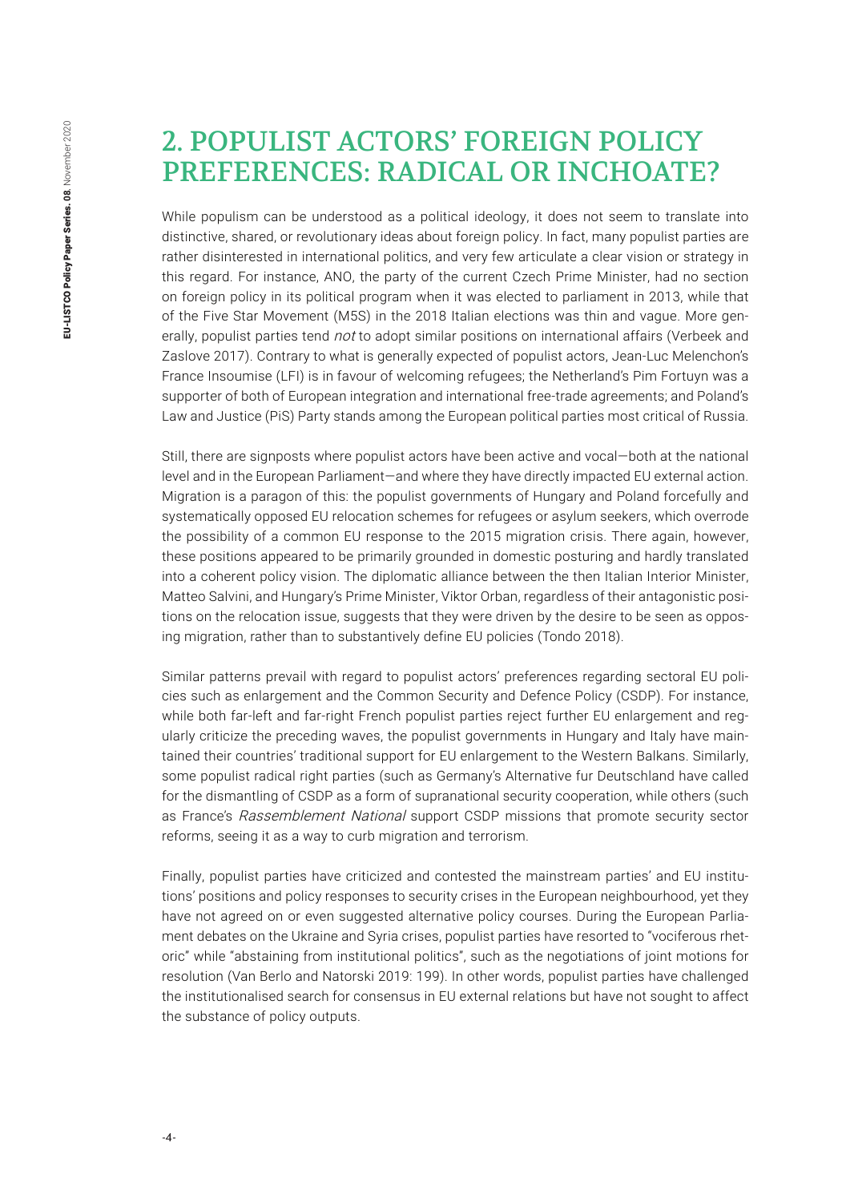## 2. POPULIST ACTORS' FOREIGN POLICY PREFERENCES: RADICAL OR INCHOATE?

While populism can be understood as a political ideology, it does not seem to translate into distinctive, shared, or revolutionary ideas about foreign policy. In fact, many populist parties are rather disinterested in international politics, and very few articulate a clear vision or strategy in this regard. For instance, ANO, the party of the current Czech Prime Minister, had no section on foreign policy in its political program when it was elected to parliament in 2013, while that of the Five Star Movement (M5S) in the 2018 Italian elections was thin and vague. More generally, populist parties tend *not* to adopt similar positions on international affairs (Verbeek and Zaslove 2017). Contrary to what is generally expected of populist actors, Jean-Luc Melenchon's France Insoumise (LFI) is in favour of welcoming refugees; the Netherland's Pim Fortuyn was a supporter of both of European integration and international free-trade agreements; and Poland's Law and Justice (PiS) Party stands among the European political parties most critical of Russia.

Still, there are signposts where populist actors have been active and vocal—both at the national level and in the European Parliament—and where they have directly impacted EU external action. Migration is a paragon of this: the populist governments of Hungary and Poland forcefully and systematically opposed EU relocation schemes for refugees or asylum seekers, which overrode the possibility of a common EU response to the 2015 migration crisis. There again, however, these positions appeared to be primarily grounded in domestic posturing and hardly translated into a coherent policy vision. The diplomatic alliance between the then Italian Interior Minister, Matteo Salvini, and Hungary's Prime Minister, Viktor Orban, regardless of their antagonistic positions on the relocation issue, suggests that they were driven by the desire to be seen as opposing migration, rather than to substantively define EU policies (Tondo 2018).

Similar patterns prevail with regard to populist actors' preferences regarding sectoral EU policies such as enlargement and the Common Security and Defence Policy (CSDP). For instance, while both far-left and far-right French populist parties reject further EU enlargement and regularly criticize the preceding waves, the populist governments in Hungary and Italy have maintained their countries' traditional support for EU enlargement to the Western Balkans. Similarly, some populist radical right parties (such as Germany's Alternative fur Deutschland have called for the dismantling of CSDP as a form of supranational security cooperation, while others (such as France's *Rassemblement National* support CSDP missions that promote security sector reforms, seeing it as a way to curb migration and terrorism.

Finally, populist parties have criticized and contested the mainstream parties' and EU institutions' positions and policy responses to security crises in the European neighbourhood, yet they have not agreed on or even suggested alternative policy courses. During the European Parliament debates on the Ukraine and Syria crises, populist parties have resorted to "vociferous rhetoric" while "abstaining from institutional politics", such as the negotiations of joint motions for resolution (Van Berlo and Natorski 2019: 199). In other words, populist parties have challenged the institutionalised search for consensus in EU external relations but have not sought to affect the substance of policy outputs.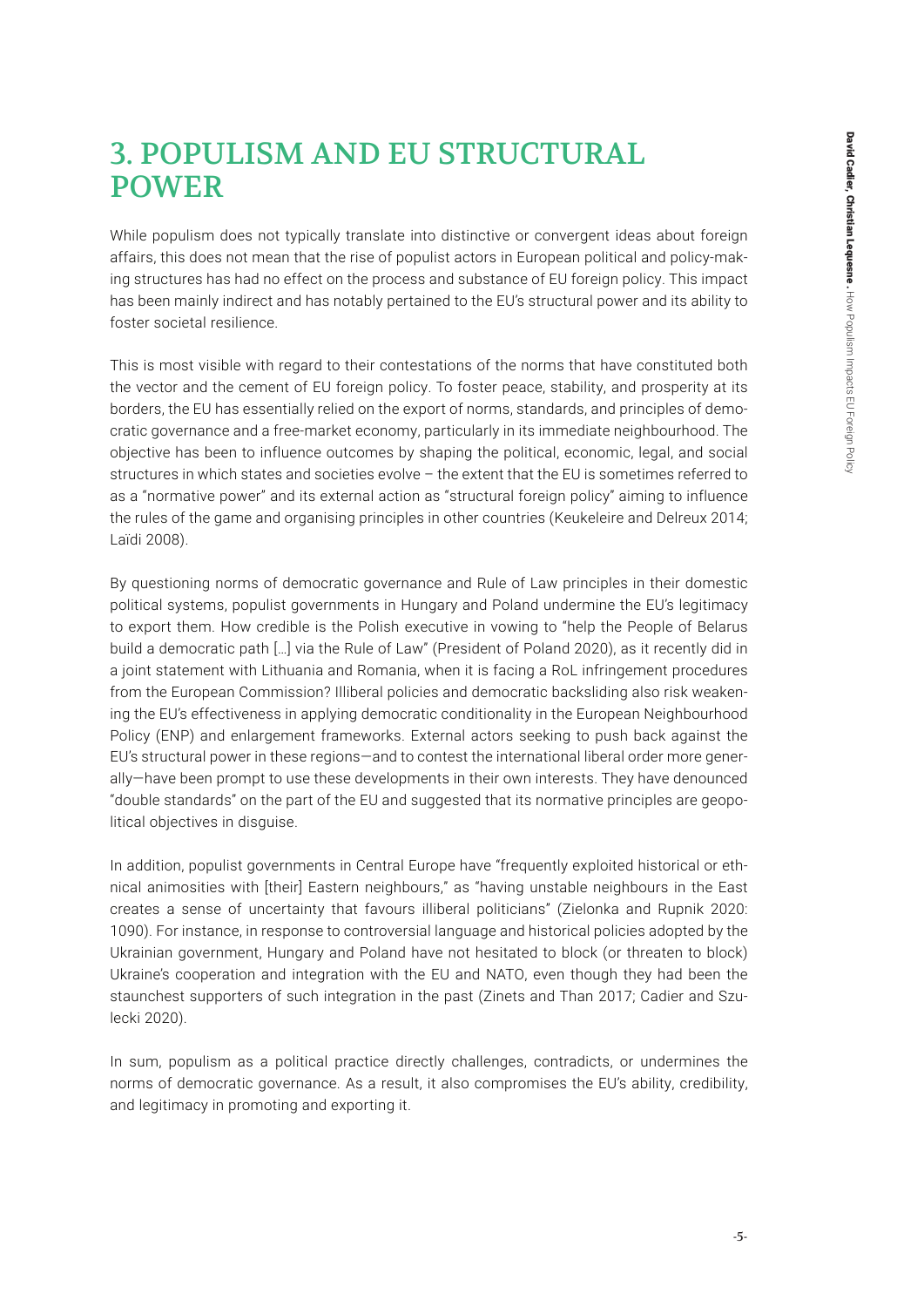# 3. POPULISM AND EU STRUCTURAL POWER

While populism does not typically translate into distinctive or convergent ideas about foreign affairs, this does not mean that the rise of populist actors in European political and policy-making structures has had no effect on the process and substance of EU foreign policy. This impact has been mainly indirect and has notably pertained to the EU's structural power and its ability to foster societal resilience.

This is most visible with regard to their contestations of the norms that have constituted both the vector and the cement of EU foreign policy. To foster peace, stability, and prosperity at its borders, the EU has essentially relied on the export of norms, standards, and principles of democratic governance and a free-market economy, particularly in its immediate neighbourhood. The objective has been to influence outcomes by shaping the political, economic, legal, and social structures in which states and societies evolve – the extent that the EU is sometimes referred to as a "normative power" and its external action as "structural foreign policy" aiming to influence the rules of the game and organising principles in other countries (Keukeleire and Delreux 2014; Laïdi 2008).

By questioning norms of democratic governance and Rule of Law principles in their domestic political systems, populist governments in Hungary and Poland undermine the EU's legitimacy to export them. How credible is the Polish executive in vowing to "help the People of Belarus build a democratic path […] via the Rule of Law" (President of Poland 2020), as it recently did in a joint statement with Lithuania and Romania, when it is facing a RoL infringement procedures from the European Commission? Illiberal policies and democratic backsliding also risk weakening the EU's effectiveness in applying democratic conditionality in the European Neighbourhood Policy (ENP) and enlargement frameworks. External actors seeking to push back against the EU's structural power in these regions—and to contest the international liberal order more generally—have been prompt to use these developments in their own interests. They have denounced "double standards" on the part of the EU and suggested that its normative principles are geopolitical objectives in disguise.

In addition, populist governments in Central Europe have "frequently exploited historical or ethnical animosities with [their] Eastern neighbours," as "having unstable neighbours in the East creates a sense of uncertainty that favours illiberal politicians" (Zielonka and Rupnik 2020: 1090). For instance, in response to controversial language and historical policies adopted by the Ukrainian government, Hungary and Poland have not hesitated to block (or threaten to block) Ukraine's cooperation and integration with the EU and NATO, even though they had been the staunchest supporters of such integration in the past (Zinets and Than 2017; Cadier and Szulecki 2020).

In sum, populism as a political practice directly challenges, contradicts, or undermines the norms of democratic governance. As a result, it also compromises the EU's ability, credibility, and legitimacy in promoting and exporting it.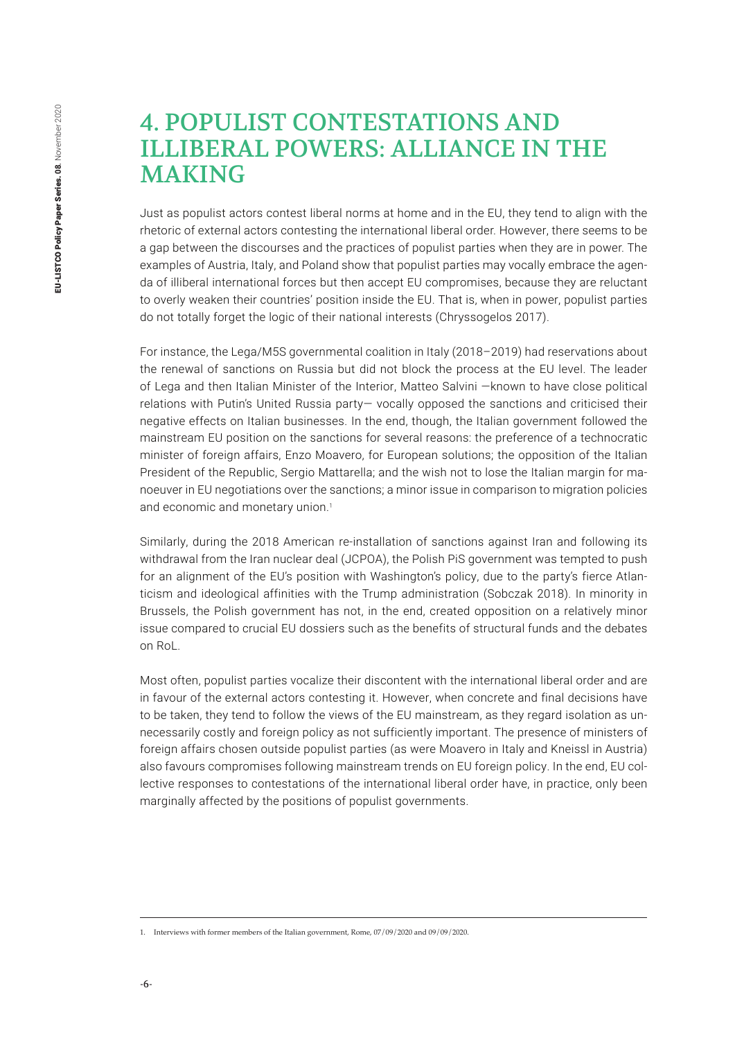# 4. POPULIST CONTESTATIONS AND ILLIBERAL POWERS: ALLIANCE IN THE MAKING

Just as populist actors contest liberal norms at home and in the EU, they tend to align with the rhetoric of external actors contesting the international liberal order. However, there seems to be a gap between the discourses and the practices of populist parties when they are in power. The examples of Austria, Italy, and Poland show that populist parties may vocally embrace the agenda of illiberal international forces but then accept EU compromises, because they are reluctant to overly weaken their countries' position inside the EU. That is, when in power, populist parties do not totally forget the logic of their national interests (Chryssogelos 2017).

For instance, the Lega/M5S governmental coalition in Italy (2018–2019) had reservations about the renewal of sanctions on Russia but did not block the process at the EU level. The leader of Lega and then Italian Minister of the Interior, Matteo Salvini —known to have close political relations with Putin's United Russia party— vocally opposed the sanctions and criticised their negative effects on Italian businesses. In the end, though, the Italian government followed the mainstream EU position on the sanctions for several reasons: the preference of a technocratic minister of foreign affairs, Enzo Moavero, for European solutions; the opposition of the Italian President of the Republic, Sergio Mattarella; and the wish not to lose the Italian margin for manoeuver in EU negotiations over the sanctions; a minor issue in comparison to migration policies and economic and monetary union.[1]

Similarly, during the 2018 American re-installation of sanctions against Iran and following its withdrawal from the Iran nuclear deal (JCPOA), the Polish PiS government was tempted to push for an alignment of the EU's position with Washington's policy, due to the party's fierce Atlanticism and ideological affinities with the Trump administration (Sobczak 2018). In minority in Brussels, the Polish government has not, in the end, created opposition on a relatively minor issue compared to crucial EU dossiers such as the benefits of structural funds and the debates on RoL.

Most often, populist parties vocalize their discontent with the international liberal order and are in favour of the external actors contesting it. However, when concrete and final decisions have to be taken, they tend to follow the views of the EU mainstream, as they regard isolation as unnecessarily costly and foreign policy as not sufficiently important. The presence of ministers of foreign affairs chosen outside populist parties (as were Moavero in Italy and Kneissl in Austria) also favours compromises following mainstream trends on EU foreign policy. In the end, EU collective responses to contestations of the international liberal order have, in practice, only been marginally affected by the positions of populist governments.

---

1. Interviews with former members of the Italian government, Rome, 07/09/2020 and 09/09/2020.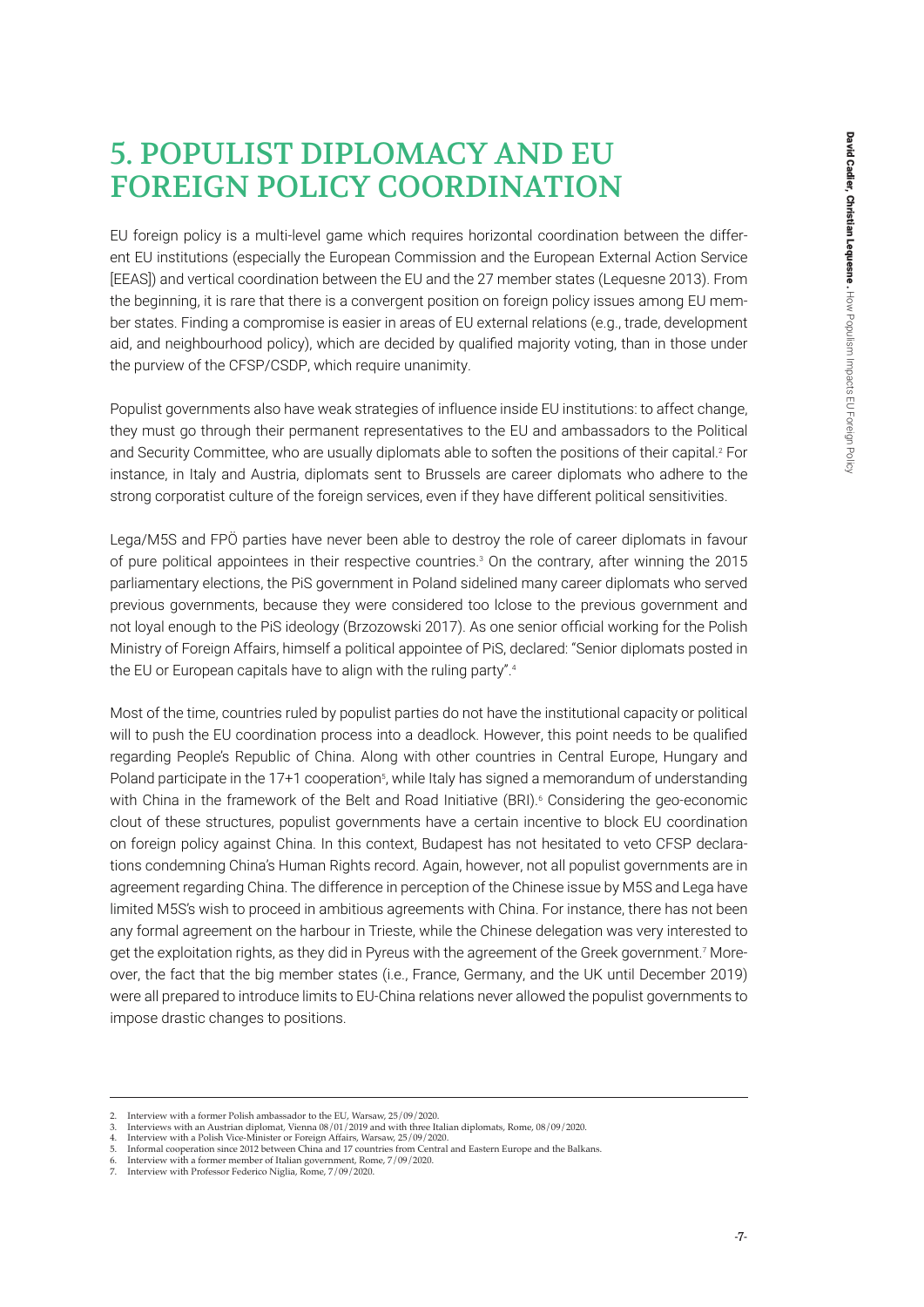# 5. POPULIST DIPLOMACY AND EU FOREIGN POLICY COORDINATION

EU foreign policy is a multi-level game which requires horizontal coordination between the different EU institutions (especially the European Commission and the European External Action Service [EEAS]) and vertical coordination between the EU and the 27 member states (Lequesne 2013). From the beginning, it is rare that there is a convergent position on foreign policy issues among EU member states. Finding a compromise is easier in areas of EU external relations (e.g., trade, development aid, and neighbourhood policy), which are decided by qualified majority voting, than in those under the purview of the CFSP/CSDP, which require unanimity.

Populist governments also have weak strategies of influence inside EU institutions: to affect change, they must go through their permanent representatives to the EU and ambassadors to the Political and Security Committee, who are usually diplomats able to soften the positions of their capital.[2] For instance, in Italy and Austria, diplomats sent to Brussels are career diplomats who adhere to the strong corporatist culture of the foreign services, even if they have different political sensitivities.

Lega/M5S and FPÖ parties have never been able to destroy the role of career diplomats in favour of pure political appointees in their respective countries.[3] On the contrary, after winning the 2015 parliamentary elections, the PiS government in Poland sidelined many career diplomats who served previous governments, because they were considered too lclose to the previous government and not loyal enough to the PiS ideology (Brzozowski 2017). As one senior official working for the Polish Ministry of Foreign Affairs, himself a political appointee of PiS, declared: "Senior diplomats posted in the EU or European capitals have to align with the ruling party".[4]

Most of the time, countries ruled by populist parties do not have the institutional capacity or political will to push the EU coordination process into a deadlock. However, this point needs to be qualified regarding People's Republic of China. Along with other countries in Central Europe, Hungary and Poland participate in the 17+1 cooperation[5], while Italy has signed a memorandum of understanding with China in the framework of the Belt and Road Initiative (BRI).[6] Considering the geo-economic clout of these structures, populist governments have a certain incentive to block EU coordination on foreign policy against China. In this context, Budapest has not hesitated to veto CFSP declarations condemning China's Human Rights record. Again, however, not all populist governments are in agreement regarding China. The difference in perception of the Chinese issue by M5S and Lega have limited M5S's wish to proceed in ambitious agreements with China. For instance, there has not been any formal agreement on the harbour in Trieste, while the Chinese delegation was very interested to get the exploitation rights, as they did in Pyreus with the agreement of the Greek government.[7] Moreover, the fact that the big member states (i.e., France, Germany, and the UK until December 2019) were all prepared to introduce limits to EU-China relations never allowed the populist governments to impose drastic changes to positions.

---

2. Interview with a former Polish ambassador to the EU, Warsaw, 25/09/2020.
3. Interviews with an Austrian diplomat, Vienna 08/01/2019 and with three Italian diplomats, Rome, 08/09/2020.
4. Interview with a Polish Vice-Minister or Foreign Affairs, Warsaw, 25/09/2020.
5. Informal cooperation since 2012 between China and 17 countries from Central and Eastern Europe and the Balkans.
6. Interview with a former member of Italian government, Rome, 7/09/2020.
7. Interview with Professor Federico Niglia, Rome, 7/09/2020.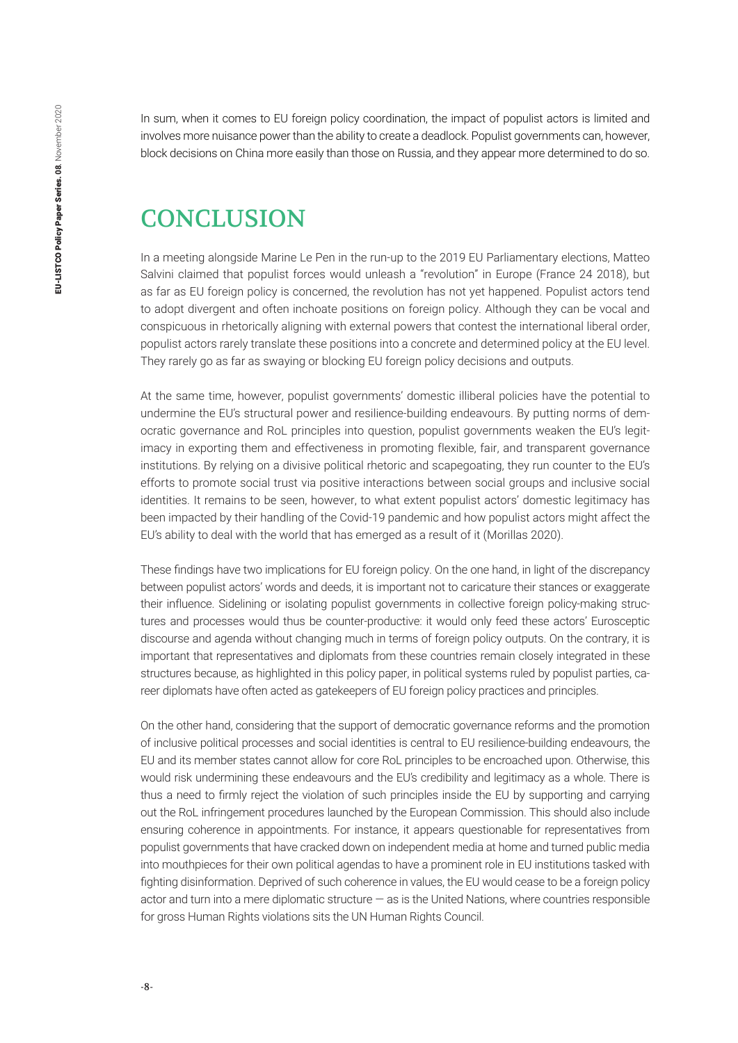In sum, when it comes to EU foreign policy coordination, the impact of populist actors is limited and involves more nuisance power than the ability to create a deadlock. Populist governments can, however, block decisions on China more easily than those on Russia, and they appear more determined to do so.

# CONCLUSION

In a meeting alongside Marine Le Pen in the run-up to the 2019 EU Parliamentary elections, Matteo Salvini claimed that populist forces would unleash a "revolution" in Europe (France 24 2018), but as far as EU foreign policy is concerned, the revolution has not yet happened. Populist actors tend to adopt divergent and often inchoate positions on foreign policy. Although they can be vocal and conspicuous in rhetorically aligning with external powers that contest the international liberal order, populist actors rarely translate these positions into a concrete and determined policy at the EU level. They rarely go as far as swaying or blocking EU foreign policy decisions and outputs.

At the same time, however, populist governments' domestic illiberal policies have the potential to undermine the EU's structural power and resilience-building endeavours. By putting norms of democratic governance and RoL principles into question, populist governments weaken the EU's legitimacy in exporting them and effectiveness in promoting flexible, fair, and transparent governance institutions. By relying on a divisive political rhetoric and scapegoating, they run counter to the EU's efforts to promote social trust via positive interactions between social groups and inclusive social identities. It remains to be seen, however, to what extent populist actors' domestic legitimacy has been impacted by their handling of the Covid-19 pandemic and how populist actors might affect the EU's ability to deal with the world that has emerged as a result of it (Morillas 2020).

These findings have two implications for EU foreign policy. On the one hand, in light of the discrepancy between populist actors' words and deeds, it is important not to caricature their stances or exaggerate their influence. Sidelining or isolating populist governments in collective foreign policy-making structures and processes would thus be counter-productive: it would only feed these actors' Eurosceptic discourse and agenda without changing much in terms of foreign policy outputs. On the contrary, it is important that representatives and diplomats from these countries remain closely integrated in these structures because, as highlighted in this policy paper, in political systems ruled by populist parties, career diplomats have often acted as gatekeepers of EU foreign policy practices and principles.

On the other hand, considering that the support of democratic governance reforms and the promotion of inclusive political processes and social identities is central to EU resilience-building endeavours, the EU and its member states cannot allow for core RoL principles to be encroached upon. Otherwise, this would risk undermining these endeavours and the EU's credibility and legitimacy as a whole. There is thus a need to firmly reject the violation of such principles inside the EU by supporting and carrying out the RoL infringement procedures launched by the European Commission. This should also include ensuring coherence in appointments. For instance, it appears questionable for representatives from populist governments that have cracked down on independent media at home and turned public media into mouthpieces for their own political agendas to have a prominent role in EU institutions tasked with fighting disinformation. Deprived of such coherence in values, the EU would cease to be a foreign policy actor and turn into a mere diplomatic structure — as is the United Nations, where countries responsible for gross Human Rights violations sits the UN Human Rights Council.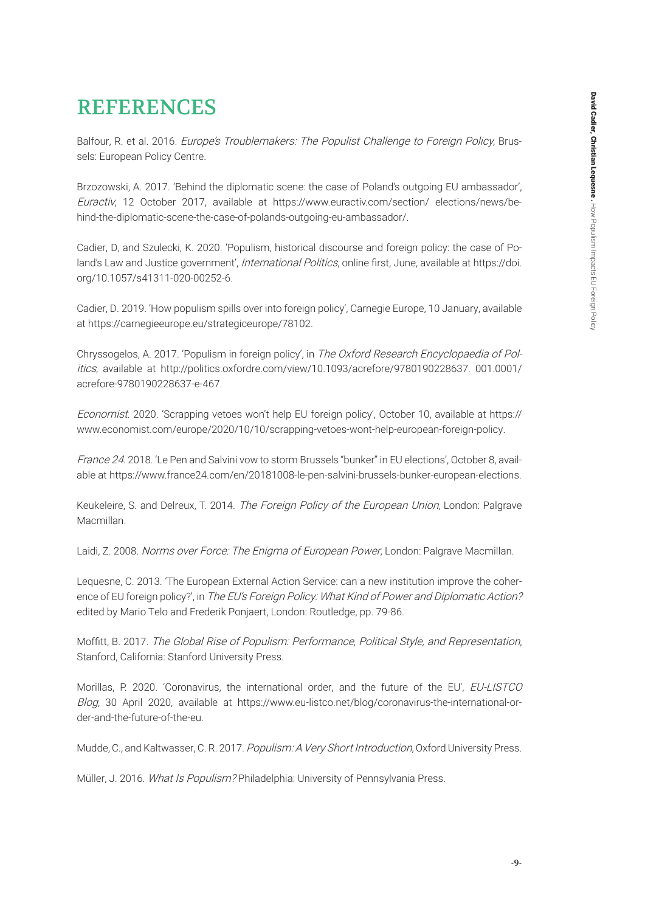# REFERENCES

Balfour, R. et al. 2016. *Europe's Troublemakers: The Populist Challenge to Foreign Policy*, Brussels: European Policy Centre.

Brzozowski, A. 2017. 'Behind the diplomatic scene: the case of Poland's outgoing EU ambassador', *Euractiv*, 12 October 2017, available at https://www.euractiv.com/section/ elections/news/behind-the-diplomatic-scene-the-case-of-polands-outgoing-eu-ambassador/.

Cadier, D, and Szulecki, K. 2020. 'Populism, historical discourse and foreign policy: the case of Poland's Law and Justice government', *International Politics*, online first, June, available at https://doi.org/10.1057/s41311-020-00252-6.

Cadier, D. 2019. 'How populism spills over into foreign policy', Carnegie Europe, 10 January, available at https://carnegieeurope.eu/strategiceurope/78102.

Chryssogelos, A. 2017. 'Populism in foreign policy', in *The Oxford Research Encyclopaedia of Politics*, available at http://politics.oxfordre.com/view/10.1093/acrefore/9780190228637. 001.0001/ acrefore-9780190228637-e-467.

*Economist*. 2020. 'Scrapping vetoes won't help EU foreign policy', October 10, available at https:// www.economist.com/europe/2020/10/10/scrapping-vetoes-wont-help-european-foreign-policy.

*France 24*. 2018. 'Le Pen and Salvini vow to storm Brussels "bunker" in EU elections', October 8, available at https://www.france24.com/en/20181008-le-pen-salvini-brussels-bunker-european-elections.

Keukeleire, S. and Delreux, T. 2014. *The Foreign Policy of the European Union*, London: Palgrave Macmillan.

Laidi, Z. 2008. *Norms over Force: The Enigma of European Power*, London: Palgrave Macmillan.

Lequesne, C. 2013. 'The European External Action Service: can a new institution improve the coherence of EU foreign policy?', in *The EU's Foreign Policy: What Kind of Power and Diplomatic Action?* edited by Mario Telo and Frederik Ponjaert, London: Routledge, pp. 79-86.

Moffitt, B. 2017. *The Global Rise of Populism: Performance, Political Style, and Representation*, Stanford, California: Stanford University Press.

Morillas, P. 2020. 'Coronavirus, the international order, and the future of the EU', *EU-LISTCO Blog*, 30 April 2020, available at https://www.eu-listco.net/blog/coronavirus-the-international-order-and-the-future-of-the-eu.

Mudde, C., and Kaltwasser, C. R. 2017. *Populism: A Very Short Introduction*, Oxford University Press.

Müller, J. 2016. *What Is Populism?* Philadelphia: University of Pennsylvania Press.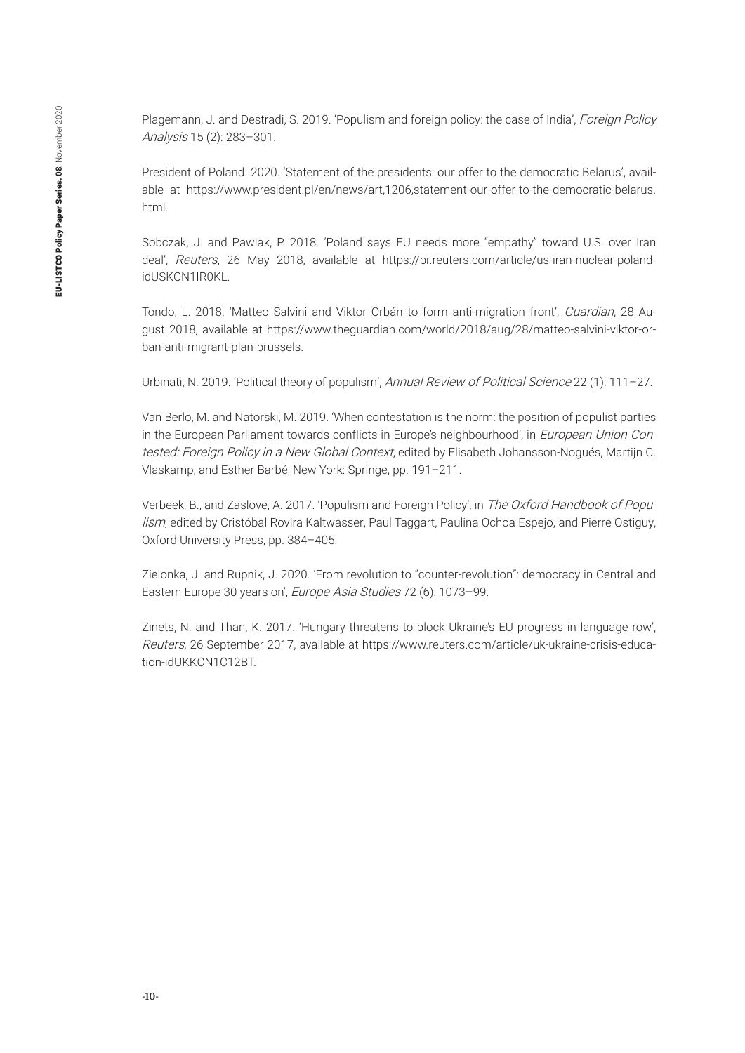Plagemann, J. and Destradi, S. 2019. 'Populism and foreign policy: the case of India', *Foreign Policy Analysis* 15 (2): 283–301.

President of Poland. 2020. 'Statement of the presidents: our offer to the democratic Belarus', available at https://www.president.pl/en/news/art,1206,statement-our-offer-to-the-democratic-belarus.html.

Sobczak, J. and Pawlak, P. 2018. 'Poland says EU needs more "empathy" toward U.S. over Iran deal', *Reuters*, 26 May 2018, available at https://br.reuters.com/article/us-iran-nuclear-poland-idUSKCN1IR0KL.

Tondo, L. 2018. 'Matteo Salvini and Viktor Orbán to form anti-migration front', *Guardian*, 28 August 2018, available at https://www.theguardian.com/world/2018/aug/28/matteo-salvini-viktor-orban-anti-migrant-plan-brussels.

Urbinati, N. 2019. 'Political theory of populism', *Annual Review of Political Science* 22 (1): 111–27.

Van Berlo, M. and Natorski, M. 2019. 'When contestation is the norm: the position of populist parties in the European Parliament towards conflicts in Europe's neighbourhood', in *European Union Contested: Foreign Policy in a New Global Context*, edited by Elisabeth Johansson-Nogués, Martijn C. Vlaskamp, and Esther Barbé, New York: Springe, pp. 191–211.

Verbeek, B., and Zaslove, A. 2017. 'Populism and Foreign Policy', in *The Oxford Handbook of Populism*, edited by Cristóbal Rovira Kaltwasser, Paul Taggart, Paulina Ochoa Espejo, and Pierre Ostiguy, Oxford University Press, pp. 384–405.

Zielonka, J. and Rupnik, J. 2020. 'From revolution to "counter-revolution": democracy in Central and Eastern Europe 30 years on', *Europe-Asia Studies* 72 (6): 1073–99.

Zinets, N. and Than, K. 2017. 'Hungary threatens to block Ukraine's EU progress in language row', *Reuters*, 26 September 2017, available at https://www.reuters.com/article/uk-ukraine-crisis-education-idUKKCN1C12BT.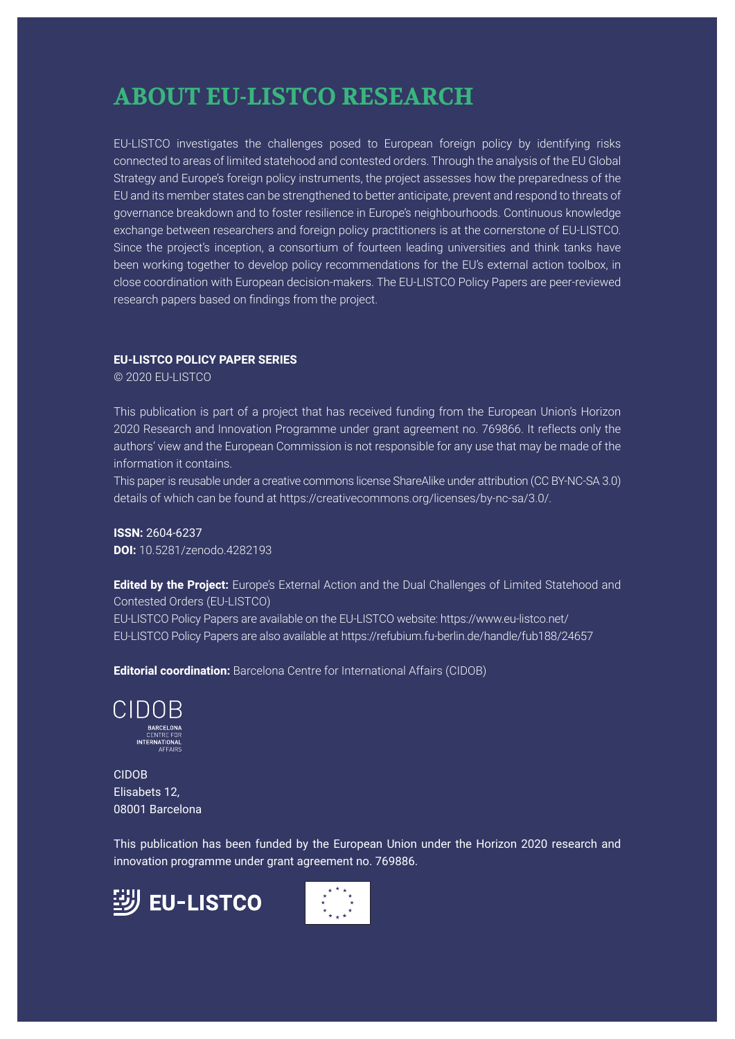# ABOUT EU-LISTCO RESEARCH

EU-LISTCO investigates the challenges posed to European foreign policy by identifying risks connected to areas of limited statehood and contested orders. Through the analysis of the EU Global Strategy and Europe's foreign policy instruments, the project assesses how the preparedness of the EU and its member states can be strengthened to better anticipate, prevent and respond to threats of governance breakdown and to foster resilience in Europe's neighbourhoods. Continuous knowledge exchange between researchers and foreign policy practitioners is at the cornerstone of EU-LISTCO. Since the project's inception, a consortium of fourteen leading universities and think tanks have been working together to develop policy recommendations for the EU's external action toolbox, in close coordination with European decision-makers. The EU-LISTCO Policy Papers are peer-reviewed research papers based on findings from the project.

**EU-LISTCO POLICY PAPER SERIES**
© 2020 EU-LISTCO

This publication is part of a project that has received funding from the European Union's Horizon 2020 Research and Innovation Programme under grant agreement no. 769866. It reflects only the authors' view and the European Commission is not responsible for any use that may be made of the information it contains.
This paper is reusable under a creative commons license ShareAlike under attribution (CC BY-NC-SA 3.0) details of which can be found at https://creativecommons.org/licenses/by-nc-sa/3.0/.

**ISSN:** 2604-6237
**DOI:** 10.5281/zenodo.4282193

**Edited by the Project:** Europe's External Action and the Dual Challenges of Limited Statehood and Contested Orders (EU-LISTCO)
EU-LISTCO Policy Papers are available on the EU-LISTCO website: https://www.eu-listco.net/
EU-LISTCO Policy Papers are also available at https://refubium.fu-berlin.de/handle/fub188/24657

**Editorial coordination:** Barcelona Centre for International Affairs (CIDOB)

CIDOB
BARCELONA CENTRE FOR INTERNATIONAL AFFAIRS

CIDOB
Elisabets 12,
08001 Barcelona

This publication has been funded by the European Union under the Horizon 2020 research and innovation programme under grant agreement no. 769886.

EU-LISTCO